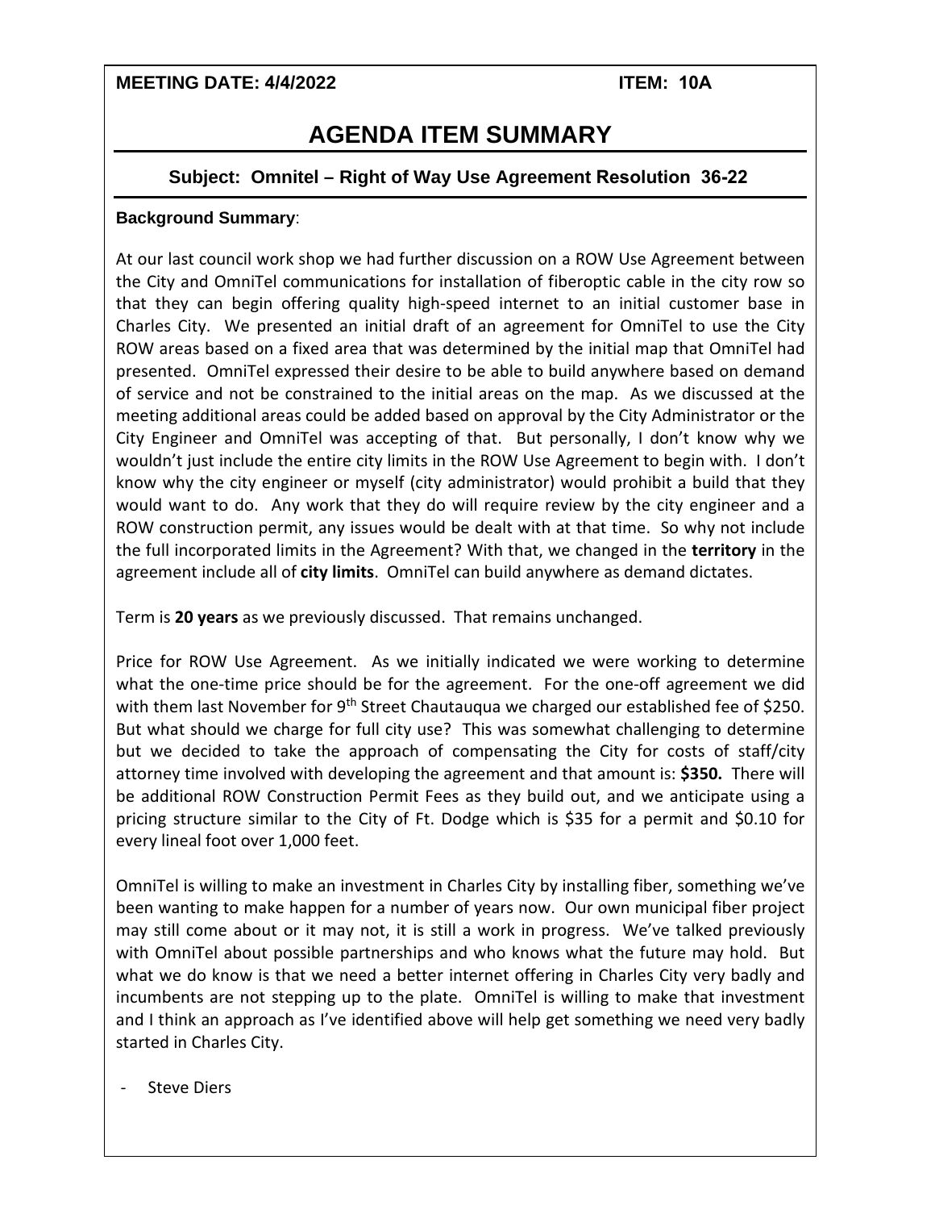**MEETING DATE: 4/4/2022** **ITEM: 10A**

# AGENDA ITEM SUMMARY

## Subject: Omnitel – Right of Way Use Agreement Resolution 36-22

**Background Summary**:

At our last council work shop we had further discussion on a ROW Use Agreement between the City and OmniTel communications for installation of fiberoptic cable in the city row so that they can begin offering quality high-speed internet to an initial customer base in Charles City. We presented an initial draft of an agreement for OmniTel to use the City ROW areas based on a fixed area that was determined by the initial map that OmniTel had presented. OmniTel expressed their desire to be able to build anywhere based on demand of service and not be constrained to the initial areas on the map. As we discussed at the meeting additional areas could be added based on approval by the City Administrator or the City Engineer and OmniTel was accepting of that. But personally, I don't know why we wouldn't just include the entire city limits in the ROW Use Agreement to begin with. I don't know why the city engineer or myself (city administrator) would prohibit a build that they would want to do. Any work that they do will require review by the city engineer and a ROW construction permit, any issues would be dealt with at that time. So why not include the full incorporated limits in the Agreement? With that, we changed in the **territory** in the agreement include all of **city limits**. OmniTel can build anywhere as demand dictates.

Term is **20 years** as we previously discussed. That remains unchanged.

Price for ROW Use Agreement. As we initially indicated we were working to determine what the one-time price should be for the agreement. For the one-off agreement we did with them last November for 9th Street Chautauqua we charged our established fee of $250. But what should we charge for full city use? This was somewhat challenging to determine but we decided to take the approach of compensating the City for costs of staff/city attorney time involved with developing the agreement and that amount is: **$350.** There will be additional ROW Construction Permit Fees as they build out, and we anticipate using a pricing structure similar to the City of Ft. Dodge which is $35 for a permit and $0.10 for every lineal foot over 1,000 feet.

OmniTel is willing to make an investment in Charles City by installing fiber, something we've been wanting to make happen for a number of years now. Our own municipal fiber project may still come about or it may not, it is still a work in progress. We've talked previously with OmniTel about possible partnerships and who knows what the future may hold. But what we do know is that we need a better internet offering in Charles City very badly and incumbents are not stepping up to the plate. OmniTel is willing to make that investment and I think an approach as I've identified above will help get something we need very badly started in Charles City.

- Steve Diers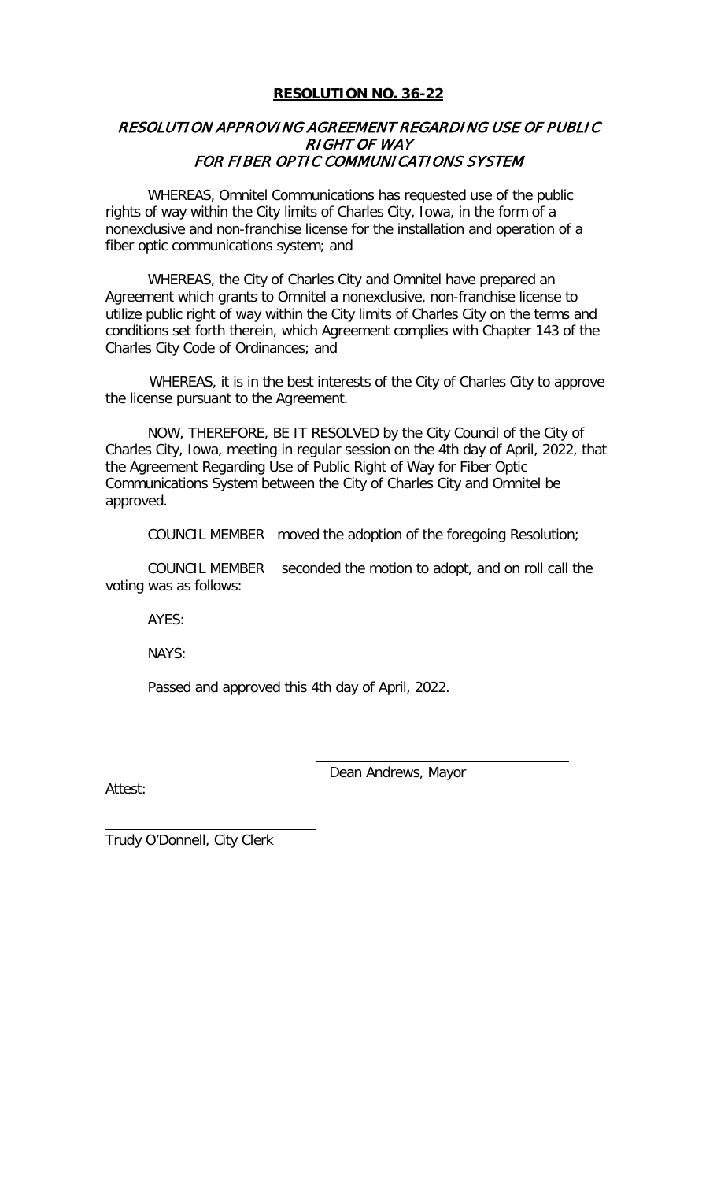**RESOLUTION NO. 36-22**

***RESOLUTION APPROVING AGREEMENT REGARDING USE OF PUBLIC RIGHT OF WAY FOR FIBER OPTIC COMMUNICATIONS SYSTEM***

WHEREAS, Omnitel Communications has requested use of the public rights of way within the City limits of Charles City, Iowa, in the form of a nonexclusive and non-franchise license for the installation and operation of a fiber optic communications system; and

WHEREAS, the City of Charles City and Omnitel have prepared an Agreement which grants to Omnitel a nonexclusive, non-franchise license to utilize public right of way within the City limits of Charles City on the terms and conditions set forth therein, which Agreement complies with Chapter 143 of the Charles City Code of Ordinances; and

WHEREAS, it is in the best interests of the City of Charles City to approve the license pursuant to the Agreement.

NOW, THEREFORE, BE IT RESOLVED by the City Council of the City of Charles City, Iowa, meeting in regular session on the 4th day of April, 2022, that the Agreement Regarding Use of Public Right of Way for Fiber Optic Communications System between the City of Charles City and Omnitel be approved.

COUNCIL MEMBER moved the adoption of the foregoing Resolution;

COUNCIL MEMBER seconded the motion to adopt, and on roll call the voting was as follows:

AYES:

NAYS:

Passed and approved this 4th day of April, 2022.

\_\_\_\_\_\_\_\_\_\_\_\_\_\_\_\_\_\_\_\_\_\_\_\_\_\_\_\_\_\_\_\_
Dean Andrews, Mayor

Attest:

\_\_\_\_\_\_\_\_\_\_\_\_\_\_\_\_\_\_\_\_\_\_\_\_\_\_\_\_\_\_\_\_
Trudy O'Donnell, City Clerk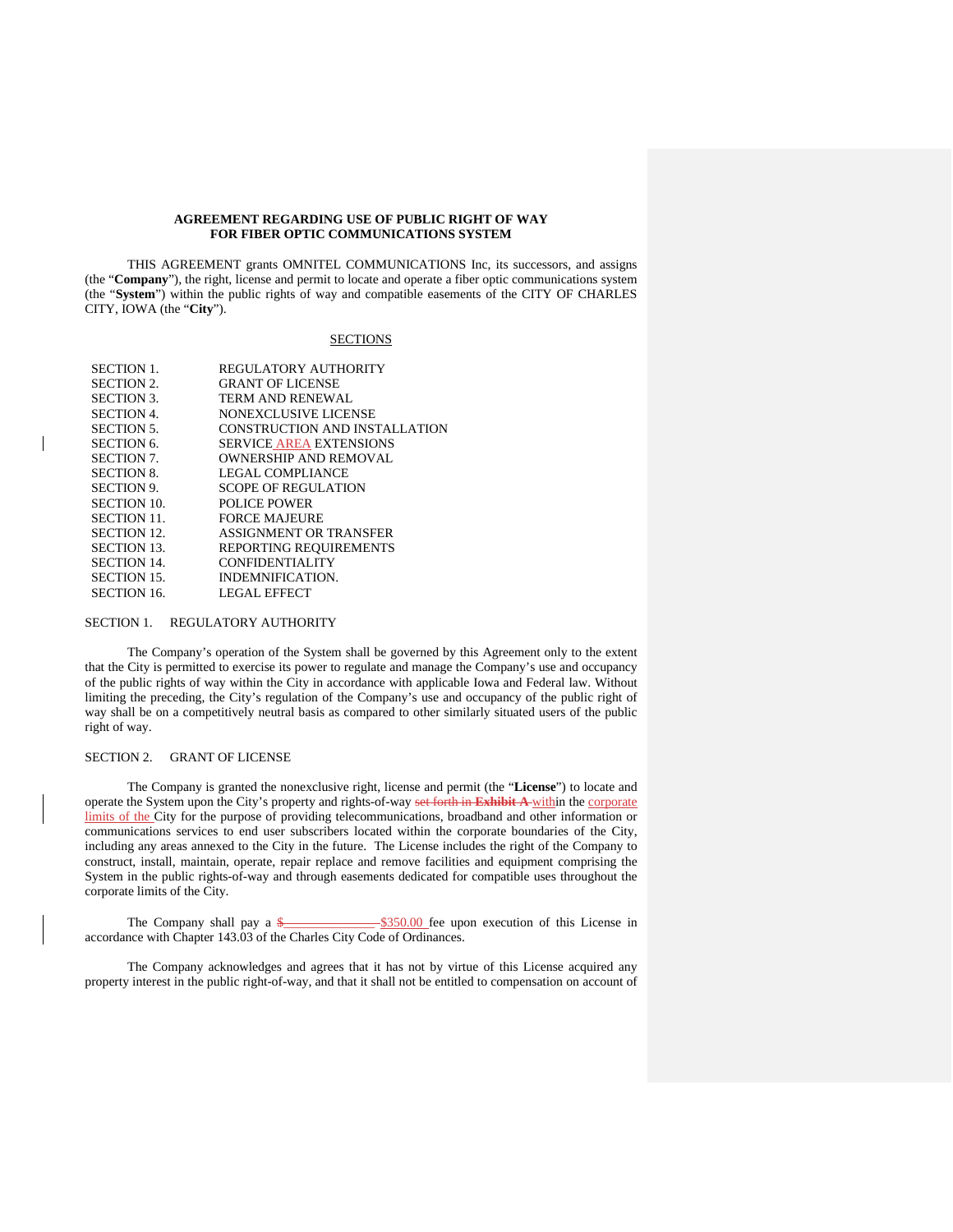**AGREEMENT REGARDING USE OF PUBLIC RIGHT OF WAY FOR FIBER OPTIC COMMUNICATIONS SYSTEM**

THIS AGREEMENT grants OMNITEL COMMUNICATIONS Inc, its successors, and assigns (the "**Company**"), the right, license and permit to locate and operate a fiber optic communications system (the "**System**") within the public rights of way and compatible easements of the CITY OF CHARLES CITY, IOWA (the "**City**").

SECTIONS

| | |
|---|---|
| SECTION 1. | REGULATORY AUTHORITY |
| SECTION 2. | GRANT OF LICENSE |
| SECTION 3. | TERM AND RENEWAL |
| SECTION 4. | NONEXCLUSIVE LICENSE |
| SECTION 5. | CONSTRUCTION AND INSTALLATION |
| SECTION 6. | SERVICE AREA EXTENSIONS |
| SECTION 7. | OWNERSHIP AND REMOVAL |
| SECTION 8. | LEGAL COMPLIANCE |
| SECTION 9. | SCOPE OF REGULATION |
| SECTION 10. | POLICE POWER |
| SECTION 11. | FORCE MAJEURE |
| SECTION 12. | ASSIGNMENT OR TRANSFER |
| SECTION 13. | REPORTING REQUIREMENTS |
| SECTION 14. | CONFIDENTIALITY |
| SECTION 15. | INDEMNIFICATION. |
| SECTION 16. | LEGAL EFFECT |

SECTION 1. REGULATORY AUTHORITY

The Company's operation of the System shall be governed by this Agreement only to the extent that the City is permitted to exercise its power to regulate and manage the Company's use and occupancy of the public rights of way within the City in accordance with applicable Iowa and Federal law. Without limiting the preceding, the City's regulation of the Company's use and occupancy of the public right of way shall be on a competitively neutral basis as compared to other similarly situated users of the public right of way.

SECTION 2. GRANT OF LICENSE

The Company is granted the nonexclusive right, license and permit (the "**License**") to locate and operate the System upon the City's property and rights-of-way ~~set forth in **Exhibit A**~~ within the corporate limits of the City for the purpose of providing telecommunications, broadband and other information or communications services to end user subscribers located within the corporate boundaries of the City, including any areas annexed to the City in the future. The License includes the right of the Company to construct, install, maintain, operate, repair replace and remove facilities and equipment comprising the System in the public rights-of-way and through easements dedicated for compatible uses throughout the corporate limits of the City.

The Company shall pay a ~~$______________~~ $350.00 fee upon execution of this License in accordance with Chapter 143.03 of the Charles City Code of Ordinances.

The Company acknowledges and agrees that it has not by virtue of this License acquired any property interest in the public right-of-way, and that it shall not be entitled to compensation on account of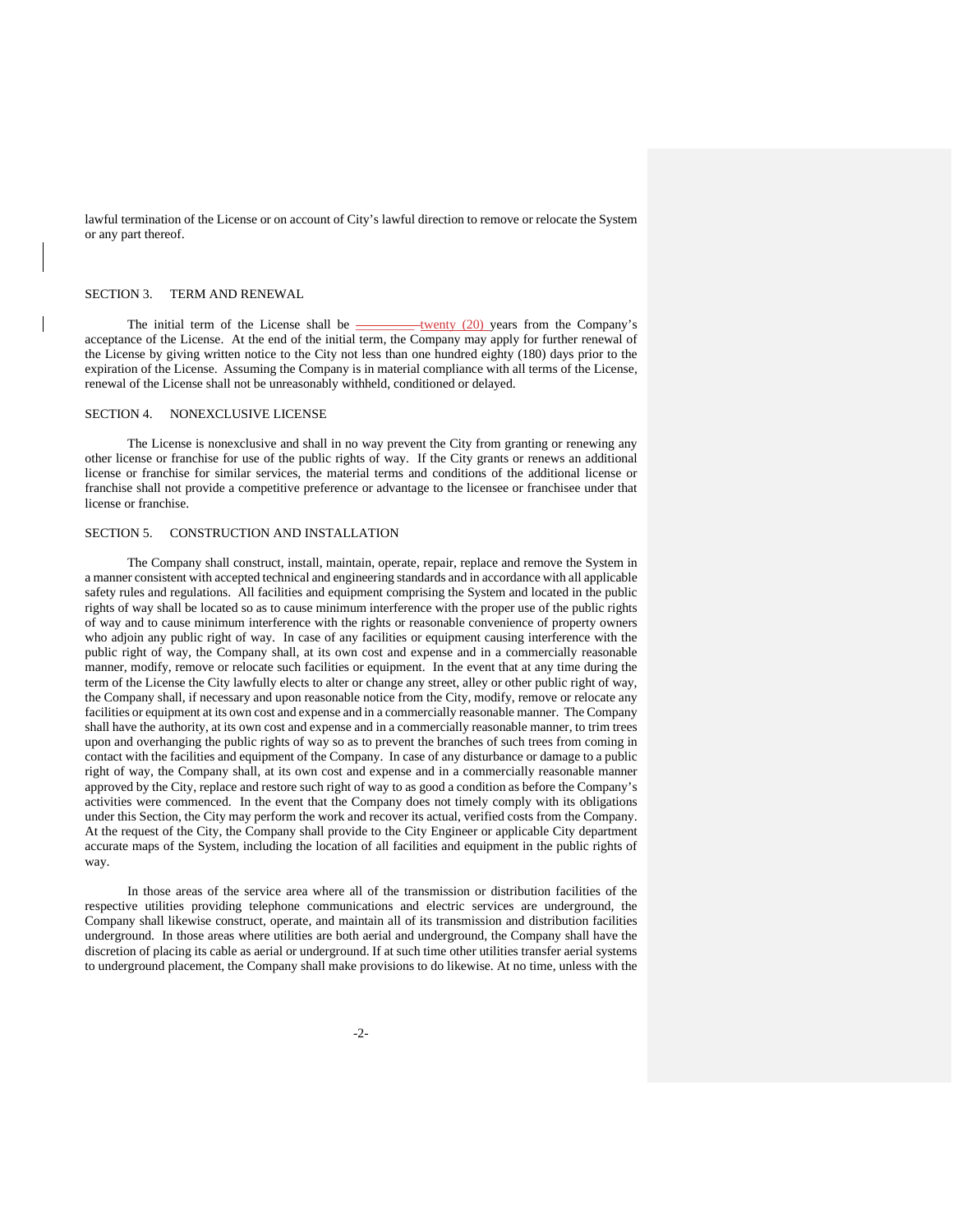lawful termination of the License or on account of City's lawful direction to remove or relocate the System or any part thereof.

## SECTION 3. TERM AND RENEWAL

The initial term of the License shall be ~~\_\_\_\_\_\_\_\_~~ twenty (20) years from the Company's acceptance of the License. At the end of the initial term, the Company may apply for further renewal of the License by giving written notice to the City not less than one hundred eighty (180) days prior to the expiration of the License. Assuming the Company is in material compliance with all terms of the License, renewal of the License shall not be unreasonably withheld, conditioned or delayed.

## SECTION 4. NONEXCLUSIVE LICENSE

The License is nonexclusive and shall in no way prevent the City from granting or renewing any other license or franchise for use of the public rights of way. If the City grants or renews an additional license or franchise for similar services, the material terms and conditions of the additional license or franchise shall not provide a competitive preference or advantage to the licensee or franchisee under that license or franchise.

## SECTION 5. CONSTRUCTION AND INSTALLATION

The Company shall construct, install, maintain, operate, repair, replace and remove the System in a manner consistent with accepted technical and engineering standards and in accordance with all applicable safety rules and regulations. All facilities and equipment comprising the System and located in the public rights of way shall be located so as to cause minimum interference with the proper use of the public rights of way and to cause minimum interference with the rights or reasonable convenience of property owners who adjoin any public right of way. In case of any facilities or equipment causing interference with the public right of way, the Company shall, at its own cost and expense and in a commercially reasonable manner, modify, remove or relocate such facilities or equipment. In the event that at any time during the term of the License the City lawfully elects to alter or change any street, alley or other public right of way, the Company shall, if necessary and upon reasonable notice from the City, modify, remove or relocate any facilities or equipment at its own cost and expense and in a commercially reasonable manner. The Company shall have the authority, at its own cost and expense and in a commercially reasonable manner, to trim trees upon and overhanging the public rights of way so as to prevent the branches of such trees from coming in contact with the facilities and equipment of the Company. In case of any disturbance or damage to a public right of way, the Company shall, at its own cost and expense and in a commercially reasonable manner approved by the City, replace and restore such right of way to as good a condition as before the Company's activities were commenced. In the event that the Company does not timely comply with its obligations under this Section, the City may perform the work and recover its actual, verified costs from the Company. At the request of the City, the Company shall provide to the City Engineer or applicable City department accurate maps of the System, including the location of all facilities and equipment in the public rights of way.

In those areas of the service area where all of the transmission or distribution facilities of the respective utilities providing telephone communications and electric services are underground, the Company shall likewise construct, operate, and maintain all of its transmission and distribution facilities underground. In those areas where utilities are both aerial and underground, the Company shall have the discretion of placing its cable as aerial or underground. If at such time other utilities transfer aerial systems to underground placement, the Company shall make provisions to do likewise. At no time, unless with the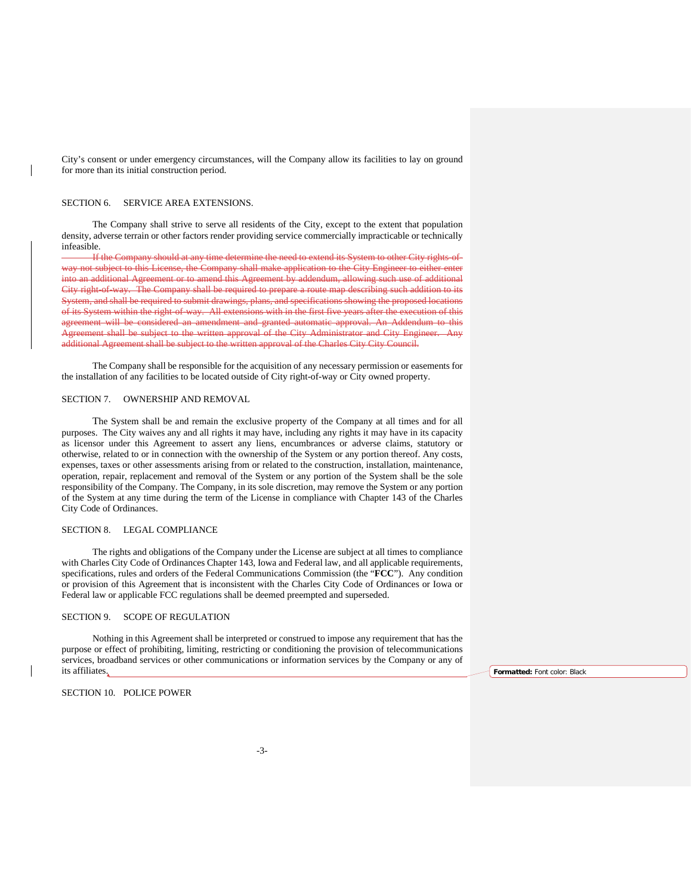City's consent or under emergency circumstances, will the Company allow its facilities to lay on ground for more than its initial construction period.

SECTION 6. SERVICE AREA EXTENSIONS.

The Company shall strive to serve all residents of the City, except to the extent that population density, adverse terrain or other factors render providing service commercially impracticable or technically infeasible.

~~If the Company should at any time determine the need to extend its System to other City rights-of-way not subject to this License, the Company shall make application to the City Engineer to either enter into an additional Agreement or to amend this Agreement by addendum, allowing such use of additional City right-of-way. The Company shall be required to prepare a route map describing such addition to its System, and shall be required to submit drawings, plans, and specifications showing the proposed locations of its System within the right-of-way. All extensions with in the first five years after the execution of this agreement will be considered an amendment and granted automatic approval. An Addendum to this Agreement shall be subject to the written approval of the City Administrator and City Engineer. Any additional Agreement shall be subject to the written approval of the Charles City City Council.~~

The Company shall be responsible for the acquisition of any necessary permission or easements for the installation of any facilities to be located outside of City right-of-way or City owned property.

SECTION 7. OWNERSHIP AND REMOVAL

The System shall be and remain the exclusive property of the Company at all times and for all purposes. The City waives any and all rights it may have, including any rights it may have in its capacity as licensor under this Agreement to assert any liens, encumbrances or adverse claims, statutory or otherwise, related to or in connection with the ownership of the System or any portion thereof. Any costs, expenses, taxes or other assessments arising from or related to the construction, installation, maintenance, operation, repair, replacement and removal of the System or any portion of the System shall be the sole responsibility of the Company. The Company, in its sole discretion, may remove the System or any portion of the System at any time during the term of the License in compliance with Chapter 143 of the Charles City Code of Ordinances.

SECTION 8. LEGAL COMPLIANCE

The rights and obligations of the Company under the License are subject at all times to compliance with Charles City Code of Ordinances Chapter 143, Iowa and Federal law, and all applicable requirements, specifications, rules and orders of the Federal Communications Commission (the "**FCC**"). Any condition or provision of this Agreement that is inconsistent with the Charles City Code of Ordinances or Iowa or Federal law or applicable FCC regulations shall be deemed preempted and superseded.

SECTION 9. SCOPE OF REGULATION

Nothing in this Agreement shall be interpreted or construed to impose any requirement that has the purpose or effect of prohibiting, limiting, restricting or conditioning the provision of telecommunications services, broadband services or other communications or information services by the Company or any of its affiliates.

**Formatted:** Font color: Black

SECTION 10. POLICE POWER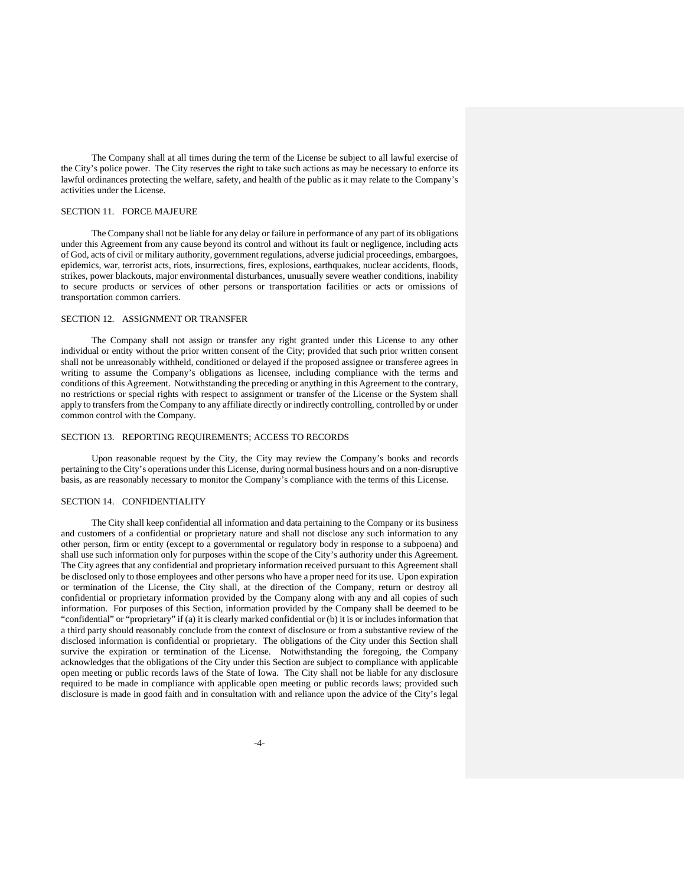The Company shall at all times during the term of the License be subject to all lawful exercise of the City's police power. The City reserves the right to take such actions as may be necessary to enforce its lawful ordinances protecting the welfare, safety, and health of the public as it may relate to the Company's activities under the License.

## SECTION 11. FORCE MAJEURE

The Company shall not be liable for any delay or failure in performance of any part of its obligations under this Agreement from any cause beyond its control and without its fault or negligence, including acts of God, acts of civil or military authority, government regulations, adverse judicial proceedings, embargoes, epidemics, war, terrorist acts, riots, insurrections, fires, explosions, earthquakes, nuclear accidents, floods, strikes, power blackouts, major environmental disturbances, unusually severe weather conditions, inability to secure products or services of other persons or transportation facilities or acts or omissions of transportation common carriers.

## SECTION 12. ASSIGNMENT OR TRANSFER

The Company shall not assign or transfer any right granted under this License to any other individual or entity without the prior written consent of the City; provided that such prior written consent shall not be unreasonably withheld, conditioned or delayed if the proposed assignee or transferee agrees in writing to assume the Company's obligations as licensee, including compliance with the terms and conditions of this Agreement. Notwithstanding the preceding or anything in this Agreement to the contrary, no restrictions or special rights with respect to assignment or transfer of the License or the System shall apply to transfers from the Company to any affiliate directly or indirectly controlling, controlled by or under common control with the Company.

## SECTION 13. REPORTING REQUIREMENTS; ACCESS TO RECORDS

Upon reasonable request by the City, the City may review the Company's books and records pertaining to the City's operations under this License, during normal business hours and on a non-disruptive basis, as are reasonably necessary to monitor the Company's compliance with the terms of this License.

## SECTION 14. CONFIDENTIALITY

The City shall keep confidential all information and data pertaining to the Company or its business and customers of a confidential or proprietary nature and shall not disclose any such information to any other person, firm or entity (except to a governmental or regulatory body in response to a subpoena) and shall use such information only for purposes within the scope of the City's authority under this Agreement. The City agrees that any confidential and proprietary information received pursuant to this Agreement shall be disclosed only to those employees and other persons who have a proper need for its use. Upon expiration or termination of the License, the City shall, at the direction of the Company, return or destroy all confidential or proprietary information provided by the Company along with any and all copies of such information. For purposes of this Section, information provided by the Company shall be deemed to be "confidential" or "proprietary" if (a) it is clearly marked confidential or (b) it is or includes information that a third party should reasonably conclude from the context of disclosure or from a substantive review of the disclosed information is confidential or proprietary. The obligations of the City under this Section shall survive the expiration or termination of the License. Notwithstanding the foregoing, the Company acknowledges that the obligations of the City under this Section are subject to compliance with applicable open meeting or public records laws of the State of Iowa. The City shall not be liable for any disclosure required to be made in compliance with applicable open meeting or public records laws; provided such disclosure is made in good faith and in consultation with and reliance upon the advice of the City's legal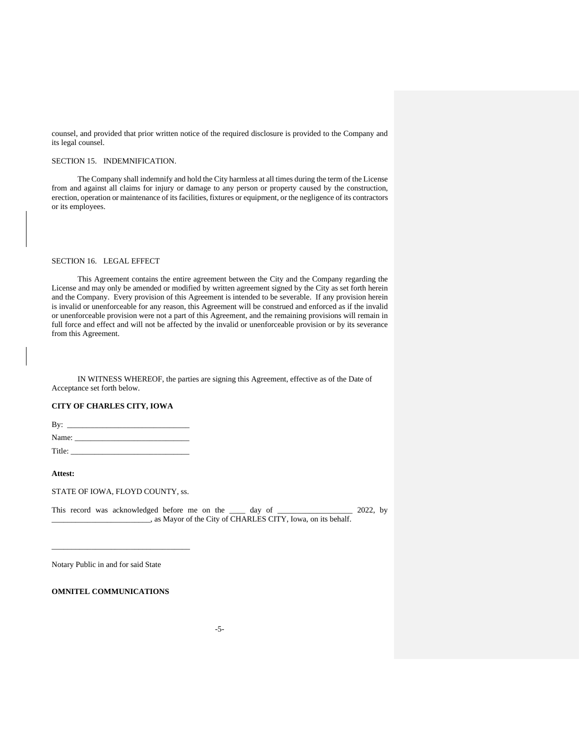counsel, and provided that prior written notice of the required disclosure is provided to the Company and its legal counsel.

SECTION 15. INDEMNIFICATION.

The Company shall indemnify and hold the City harmless at all times during the term of the License from and against all claims for injury or damage to any person or property caused by the construction, erection, operation or maintenance of its facilities, fixtures or equipment, or the negligence of its contractors or its employees.

SECTION 16. LEGAL EFFECT

This Agreement contains the entire agreement between the City and the Company regarding the License and may only be amended or modified by written agreement signed by the City as set forth herein and the Company. Every provision of this Agreement is intended to be severable. If any provision herein is invalid or unenforceable for any reason, this Agreement will be construed and enforced as if the invalid or unenforceable provision were not a part of this Agreement, and the remaining provisions will remain in full force and effect and will not be affected by the invalid or unenforceable provision or by its severance from this Agreement.

IN WITNESS WHEREOF, the parties are signing this Agreement, effective as of the Date of Acceptance set forth below.

**CITY OF CHARLES CITY, IOWA**

By: _______________________________

Name: _____________________________

Title: ______________________________

**Attest:**

STATE OF IOWA, FLOYD COUNTY, ss.

This record was acknowledged before me on the ____ day of __________________ 2022, by _________________________, as Mayor of the City of CHARLES CITY, Iowa, on its behalf.

___________________________________

Notary Public in and for said State

**OMNITEL COMMUNICATIONS**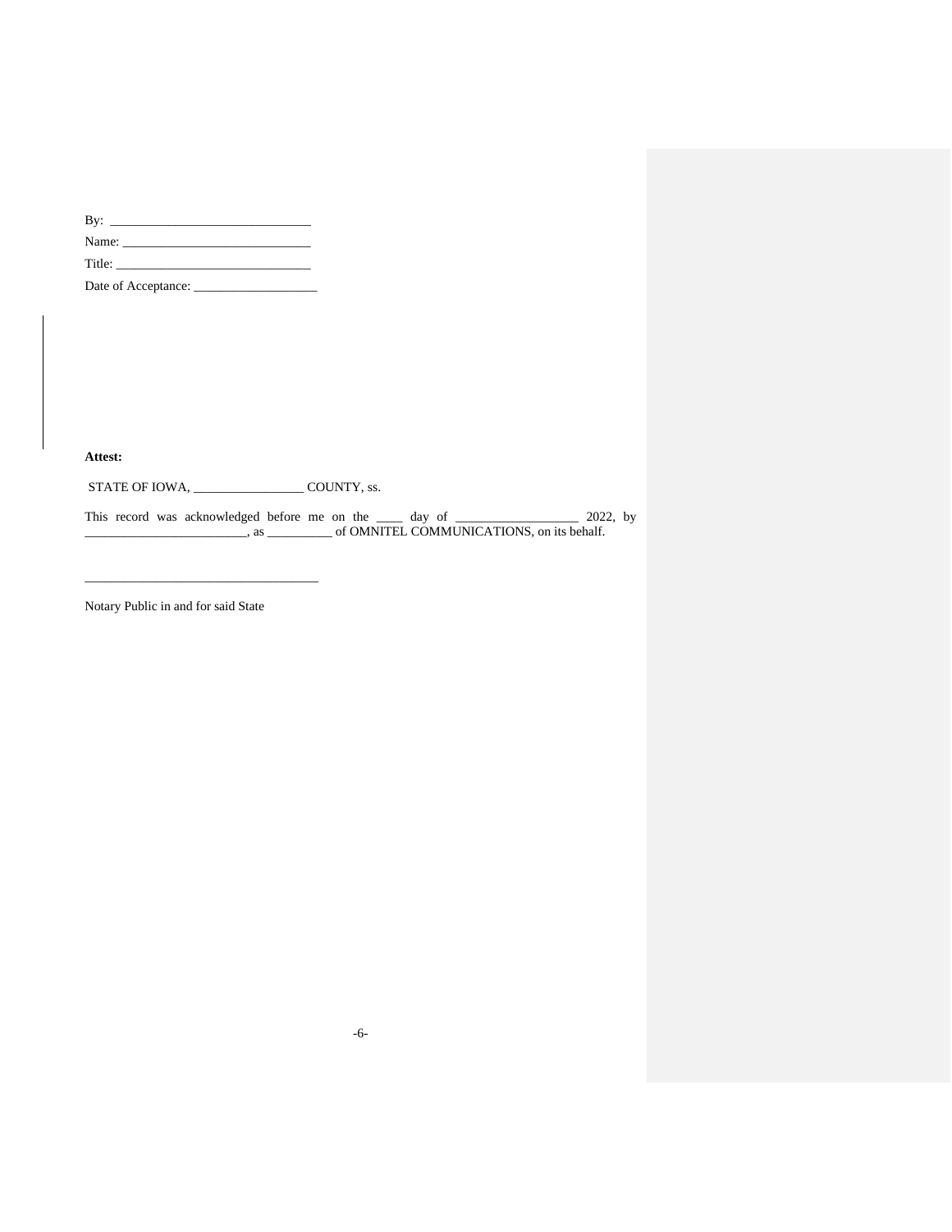By: ______________________________

Name: ____________________________

Title: _____________________________

Date of Acceptance: __________________

**Attest:**

STATE OF IOWA, _________________ COUNTY, ss.

This record was acknowledged before me on the ____ day of __________________ 2022, by _________________________, as __________ of OMNITEL COMMUNICATIONS, on its behalf.

___________________________________

Notary Public in and for said State